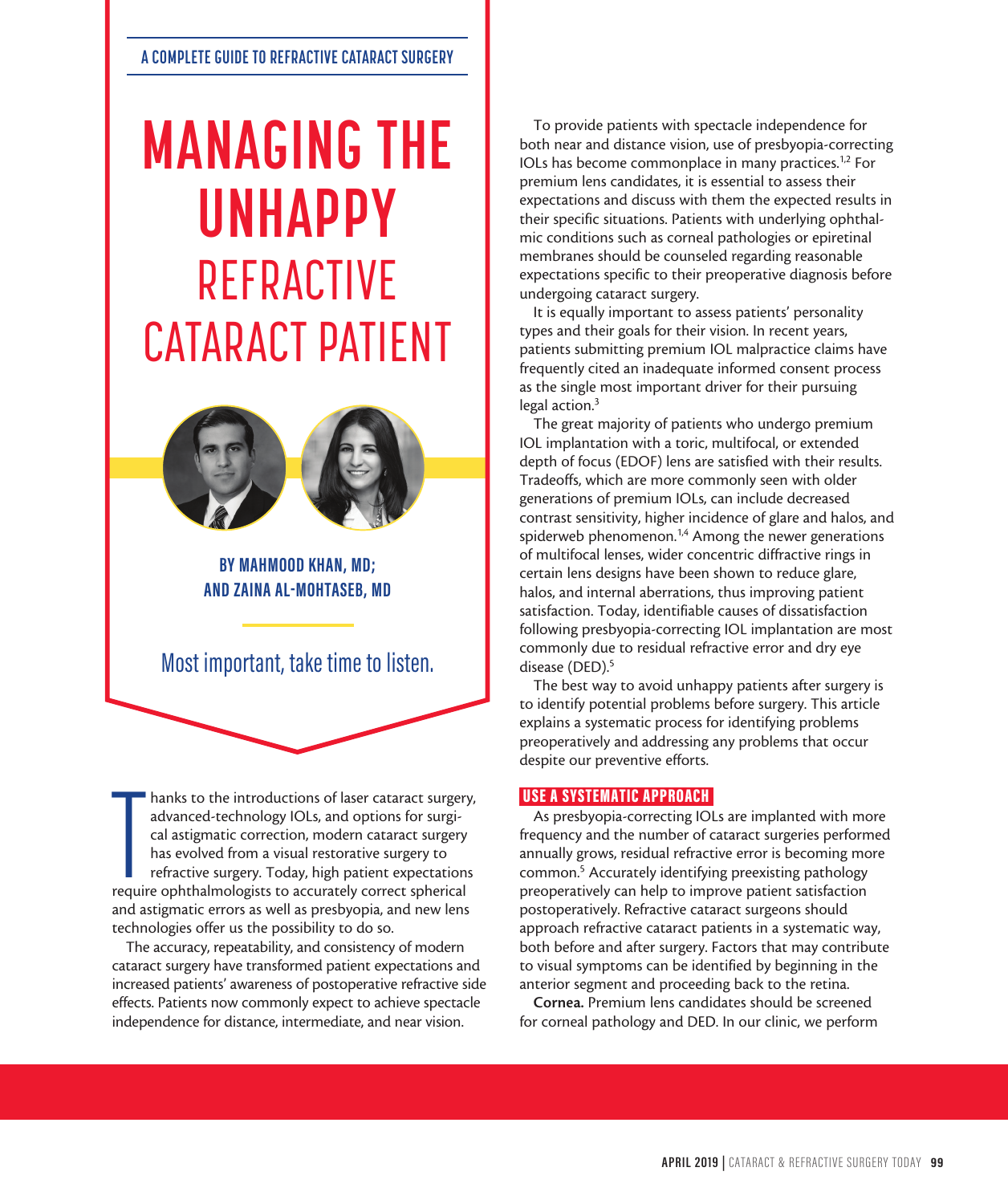A COMPLETE GUIDE TO REFRACTIVE CATARACT SURGERY

# MANAGING THE UNHAPPY REFRACTIVE CATARACT PATIENT

**BY MAHMOOD KHAN, MD; AND ZAINA AL-MOHTASEB, MD**

Most important, take time to listen.

Thanks to the introductions of laser cataract surgery, advanced-technology IOLs, and options for surgical astigmatic correction, modern cataract surgery has evolved from a visual restorative surgery to refractive surgery. Today, high patient expectations require ophthalmologists to accurately correct spherical and astigmatic errors as well as presbyopia, and new lens technologies offer us the possibility to do so.

The accuracy, repeatability, and consistency of modern cataract surgery have transformed patient expectations and increased patients' awareness of postoperative refractive side effects. Patients now commonly expect to achieve spectacle independence for distance, intermediate, and near vision.

To provide patients with spectacle independence for both near and distance vision, use of presbyopia-correcting IOLs has become commonplace in many practices.[1,2] For premium lens candidates, it is essential to assess their expectations and discuss with them the expected results in their specific situations. Patients with underlying ophthalmic conditions such as corneal pathologies or epiretinal membranes should be counseled regarding reasonable expectations specific to their preoperative diagnosis before undergoing cataract surgery.

It is equally important to assess patients' personality types and their goals for their vision. In recent years, patients submitting premium IOL malpractice claims have frequently cited an inadequate informed consent process as the single most important driver for their pursuing legal action.[3]

The great majority of patients who undergo premium IOL implantation with a toric, multifocal, or extended depth of focus (EDOF) lens are satisfied with their results. Tradeoffs, which are more commonly seen with older generations of premium IOLs, can include decreased contrast sensitivity, higher incidence of glare and halos, and spiderweb phenomenon.[1,4] Among the newer generations of multifocal lenses, wider concentric diffractive rings in certain lens designs have been shown to reduce glare, halos, and internal aberrations, thus improving patient satisfaction. Today, identifiable causes of dissatisfaction following presbyopia-correcting IOL implantation are most commonly due to residual refractive error and dry eye disease (DED).[5]

The best way to avoid unhappy patients after surgery is to identify potential problems before surgery. This article explains a systematic process for identifying problems preoperatively and addressing any problems that occur despite our preventive efforts.

## USE A SYSTEMATIC APPROACH

As presbyopia-correcting IOLs are implanted with more frequency and the number of cataract surgeries performed annually grows, residual refractive error is becoming more common.[5] Accurately identifying preexisting pathology preoperatively can help to improve patient satisfaction postoperatively. Refractive cataract surgeons should approach refractive cataract patients in a systematic way, both before and after surgery. Factors that may contribute to visual symptoms can be identified by beginning in the anterior segment and proceeding back to the retina.

**Cornea.** Premium lens candidates should be screened for corneal pathology and DED. In our clinic, we perform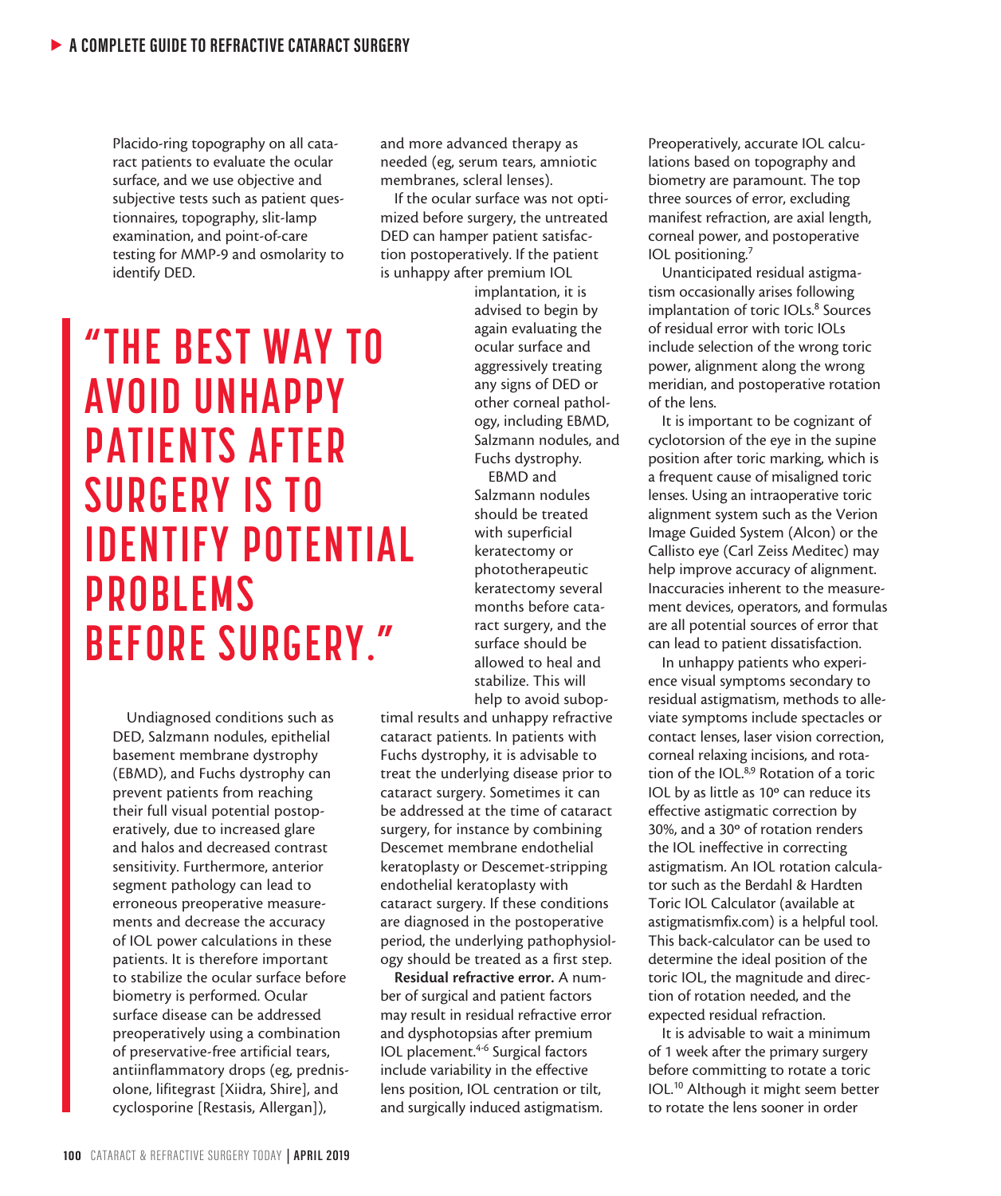Placido-ring topography on all cataract patients to evaluate the ocular surface, and we use objective and subjective tests such as patient questionnaires, topography, slit-lamp examination, and point-of-care testing for MMP-9 and osmolarity to identify DED.

> **"THE BEST WAY TO AVOID UNHAPPY PATIENTS AFTER SURGERY IS TO IDENTIFY POTENTIAL PROBLEMS BEFORE SURGERY."**

Undiagnosed conditions such as DED, Salzmann nodules, epithelial basement membrane dystrophy (EBMD), and Fuchs dystrophy can prevent patients from reaching their full visual potential postoperatively, due to increased glare and halos and decreased contrast sensitivity. Furthermore, anterior segment pathology can lead to erroneous preoperative measurements and decrease the accuracy of IOL power calculations in these patients. It is therefore important to stabilize the ocular surface before biometry is performed. Ocular surface disease can be addressed preoperatively using a combination of preservative-free artificial tears, antiinflammatory drops (eg, prednisolone, lifitegrast [Xiidra, Shire], and cyclosporine [Restasis, Allergan]), and more advanced therapy as needed (eg, serum tears, amniotic membranes, scleral lenses).

If the ocular surface was not optimized before surgery, the untreated DED can hamper patient satisfaction postoperatively. If the patient is unhappy after premium IOL implantation, it is advised to begin by again evaluating the ocular surface and aggressively treating any signs of DED or other corneal pathology, including EBMD, Salzmann nodules, and Fuchs dystrophy.

EBMD and Salzmann nodules should be treated with superficial keratectomy or phototherapeutic keratectomy several months before cataract surgery, and the surface should be allowed to heal and stabilize. This will help to avoid suboptimal results and unhappy refractive cataract patients. In patients with Fuchs dystrophy, it is advisable to treat the underlying disease prior to cataract surgery. Sometimes it can be addressed at the time of cataract surgery, for instance by combining Descemet membrane endothelial keratoplasty or Descemet-stripping endothelial keratoplasty with cataract surgery. If these conditions are diagnosed in the postoperative period, the underlying pathophysiology should be treated as a first step.

**Residual refractive error.** A number of surgical and patient factors may result in residual refractive error and dysphotopsias after premium IOL placement.[4-6] Surgical factors include variability in the effective lens position, IOL centration or tilt, and surgically induced astigmatism. Preoperatively, accurate IOL calculations based on topography and biometry are paramount. The top three sources of error, excluding manifest refraction, are axial length, corneal power, and postoperative IOL positioning.[7]

Unanticipated residual astigmatism occasionally arises following implantation of toric IOLs.[8] Sources of residual error with toric IOLs include selection of the wrong toric power, alignment along the wrong meridian, and postoperative rotation of the lens.

It is important to be cognizant of cyclotorsion of the eye in the supine position after toric marking, which is a frequent cause of misaligned toric lenses. Using an intraoperative toric alignment system such as the Verion Image Guided System (Alcon) or the Callisto eye (Carl Zeiss Meditec) may help improve accuracy of alignment. Inaccuracies inherent to the measurement devices, operators, and formulas are all potential sources of error that can lead to patient dissatisfaction.

In unhappy patients who experience visual symptoms secondary to residual astigmatism, methods to alleviate symptoms include spectacles or contact lenses, laser vision correction, corneal relaxing incisions, and rotation of the IOL.[8,9] Rotation of a toric IOL by as little as 10º can reduce its effective astigmatic correction by 30%, and a 30º of rotation renders the IOL ineffective in correcting astigmatism. An IOL rotation calculator such as the Berdahl & Hardten Toric IOL Calculator (available at astigmatismfix.com) is a helpful tool. This back-calculator can be used to determine the ideal position of the toric IOL, the magnitude and direction of rotation needed, and the expected residual refraction.

It is advisable to wait a minimum of 1 week after the primary surgery before committing to rotate a toric IOL.[10] Although it might seem better to rotate the lens sooner in order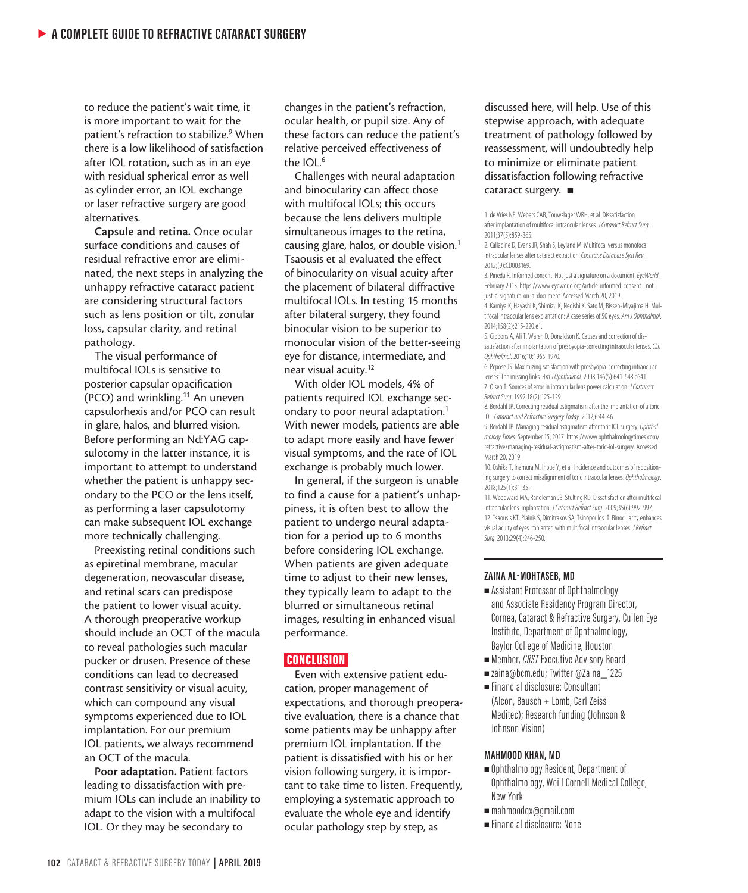to reduce the patient's wait time, it is more important to wait for the patient's refraction to stabilize.[9] When there is a low likelihood of satisfaction after IOL rotation, such as in an eye with residual spherical error as well as cylinder error, an IOL exchange or laser refractive surgery are good alternatives.

**Capsule and retina.** Once ocular surface conditions and causes of residual refractive error are eliminated, the next steps in analyzing the unhappy refractive cataract patient are considering structural factors such as lens position or tilt, zonular loss, capsular clarity, and retinal pathology.

The visual performance of multifocal IOLs is sensitive to posterior capsular opacification (PCO) and wrinkling.[11] An uneven capsulorhexis and/or PCO can result in glare, halos, and blurred vision. Before performing an Nd:YAG capsulotomy in the latter instance, it is important to attempt to understand whether the patient is unhappy secondary to the PCO or the lens itself, as performing a laser capsulotomy can make subsequent IOL exchange more technically challenging.

Preexisting retinal conditions such as epiretinal membrane, macular degeneration, neovascular disease, and retinal scars can predispose the patient to lower visual acuity. A thorough preoperative workup should include an OCT of the macula to reveal pathologies such macular pucker or drusen. Presence of these conditions can lead to decreased contrast sensitivity or visual acuity, which can compound any visual symptoms experienced due to IOL implantation. For our premium IOL patients, we always recommend an OCT of the macula.

**Poor adaptation.** Patient factors leading to dissatisfaction with premium IOLs can include an inability to adapt to the vision with a multifocal IOL. Or they may be secondary to changes in the patient's refraction, ocular health, or pupil size. Any of these factors can reduce the patient's relative perceived effectiveness of the IOL.[6]

Challenges with neural adaptation and binocularity can affect those with multifocal IOLs; this occurs because the lens delivers multiple simultaneous images to the retina, causing glare, halos, or double vision.[1] Tsaousis et al evaluated the effect of binocularity on visual acuity after the placement of bilateral diffractive multifocal IOLs. In testing 15 months after bilateral surgery, they found binocular vision to be superior to monocular vision of the better-seeing eye for distance, intermediate, and near visual acuity.[12]

With older IOL models, 4% of patients required IOL exchange secondary to poor neural adaptation.[1] With newer models, patients are able to adapt more easily and have fewer visual symptoms, and the rate of IOL exchange is probably much lower.

In general, if the surgeon is unable to find a cause for a patient's unhappiness, it is often best to allow the patient to undergo neural adaptation for a period up to 6 months before considering IOL exchange. When patients are given adequate time to adjust to their new lenses, they typically learn to adapt to the blurred or simultaneous retinal images, resulting in enhanced visual performance.

## CONCLUSION

Even with extensive patient education, proper management of expectations, and thorough preoperative evaluation, there is a chance that some patients may be unhappy after premium IOL implantation. If the patient is dissatisfied with his or her vision following surgery, it is important to take time to listen. Frequently, employing a systematic approach to evaluate the whole eye and identify ocular pathology step by step, as discussed here, will help. Use of this stepwise approach, with adequate treatment of pathology followed by reassessment, will undoubtedly help to minimize or eliminate patient dissatisfaction following refractive cataract surgery. ■

1. de Vries NE, Webers CAB, Touwslager WRH, et al. Dissatisfaction after implantation of multifocal intraocular lenses. *J Cataract Refract Surg*. 2011;37(5):859-865.
2. Calladine D, Evans JR, Shah S, Leyland M. Multifocal versus monofocal intraocular lenses after cataract extraction. *Cochrane Database Syst Rev*. 2012;(9):CD003169.
3. Pineda R. Informed consent: Not just a signature on a document. *EyeWorld*. February 2013. https://www.eyeworld.org/article-informed-consent--not-just-a-signature-on-a-document. Accessed March 20, 2019.
4. Kamiya K, Hayashi K, Shimizu K, Negishi K, Sato M, Bissen-Miyajima H. Multifocal intraocular lens explantation: A case series of 50 eyes. *Am J Ophthalmol*. 2014;158(2):215-220.e1.
5. Gibbons A, Ali T, Waren D, Donaldson K. Causes and correction of dissatisfaction after implantation of presbyopia-correcting intraocular lenses. *Clin Ophthalmol*. 2016;10:1965-1970.
6. Pepose JS. Maximizing satisfaction with presbyopia-correcting intraocular lenses: The missing links. *Am J Ophthalmol*. 2008;146(5):641-648.e641.
7. Olsen T. Sources of error in intraocular lens power calculation. *J Cartaract Refract Surg*. 1992;18(2):125-129.
8. Berdahl JP. Correcting residual astigmatism after the implantation of a toric IOL. *Cataract and Refractive Surgery Today*. 2012;6:44-46.
9. Berdahl JP. Managing residual astigmatism after toric IOL surgery. *Ophthalmology Times*. September 15, 2017. https://www.ophthalmologytimes.com/refractive/managing-residual-astigmatism-after-toric-iol-surgery. Accessed March 20, 2019.
10. Oshika T, Inamura M, Inoue Y, et al. Incidence and outcomes of repositioning surgery to correct misalignment of toric intraocular lenses. *Ophthalmology*. 2018;125(1):31-35.
11. Woodward MA, Randleman JB, Stulting RD. Dissatisfaction after multifocal intraocular lens implantation. *J Cataract Refract Surg*. 2009;35(6):992-997.
12. Tsaousis KT, Plainis S, Dimitrakos SA, Tsinopoulos IT. Binocularity enhances visual acuity of eyes implanted with multifocal intraocular lenses. *J Refract Surg*. 2013;29(4):246-250.

---

#### ZAINA AL-MOHTASEB, MD
- Assistant Professor of Ophthalmology and Associate Residency Program Director, Cornea, Cataract & Refractive Surgery, Cullen Eye Institute, Department of Ophthalmology, Baylor College of Medicine, Houston
- Member, *CRST* Executive Advisory Board
- zaina@bcm.edu; Twitter @Zaina_1225
- Financial disclosure: Consultant (Alcon, Bausch + Lomb, Carl Zeiss Meditec); Research funding (Johnson & Johnson Vision)

#### MAHMOOD KHAN, MD
- Ophthalmology Resident, Department of Ophthalmology, Weill Cornell Medical College, New York
- mahmoodqx@gmail.com
- Financial disclosure: None